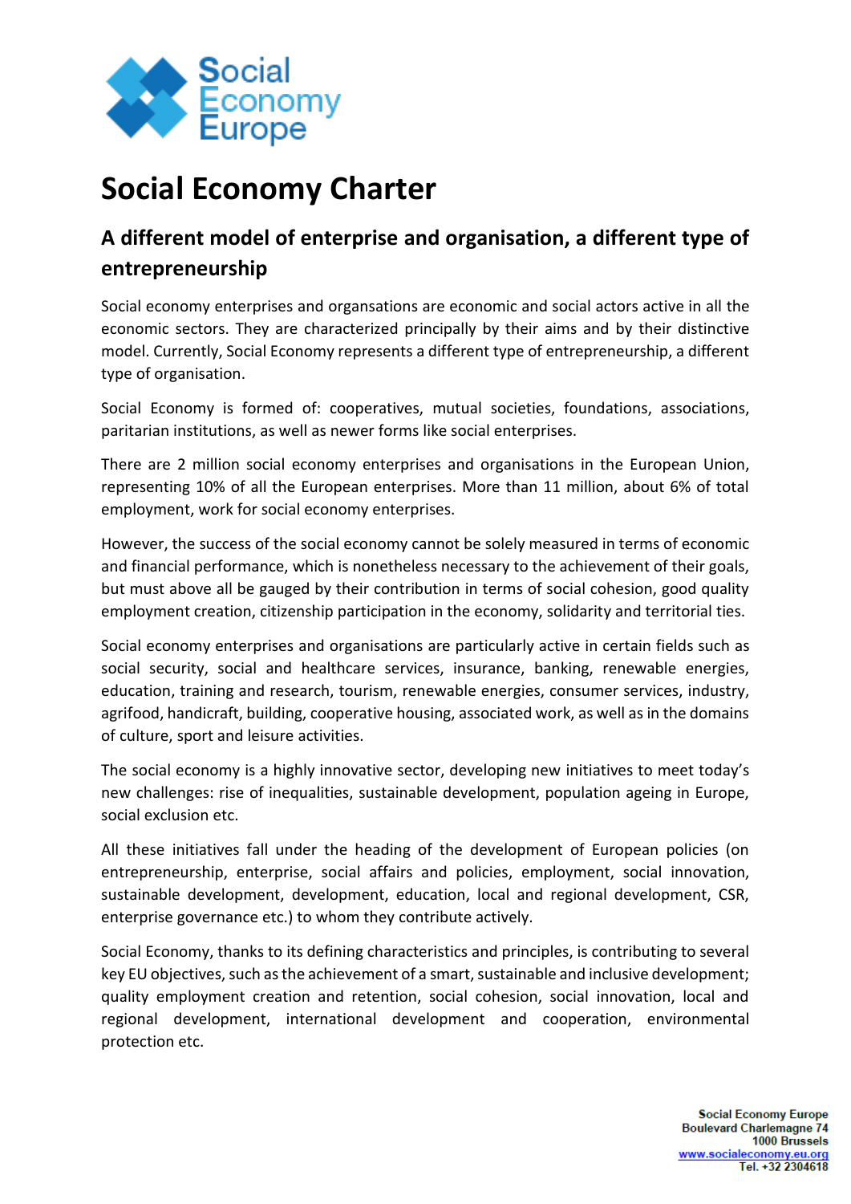# Social Economy Charter

## A different model of enterprise and organisation, a different type of entrepreneurship

Social economy enterprises and organsations are economic and social actors active in all the economic sectors. They are characterized principally by their aims and by their distinctive model. Currently, Social Economy represents a different type of entrepreneurship, a different type of organisation.

Social Economy is formed of: cooperatives, mutual societies, foundations, associations, paritarian institutions, as well as newer forms like social enterprises.

There are 2 million social economy enterprises and organisations in the European Union, representing 10% of all the European enterprises. More than 11 million, about 6% of total employment, work for social economy enterprises.

However, the success of the social economy cannot be solely measured in terms of economic and financial performance, which is nonetheless necessary to the achievement of their goals, but must above all be gauged by their contribution in terms of social cohesion, good quality employment creation, citizenship participation in the economy, solidarity and territorial ties.

Social economy enterprises and organisations are particularly active in certain fields such as social security, social and healthcare services, insurance, banking, renewable energies, education, training and research, tourism, renewable energies, consumer services, industry, agrifood, handicraft, building, cooperative housing, associated work, as well as in the domains of culture, sport and leisure activities.

The social economy is a highly innovative sector, developing new initiatives to meet today's new challenges: rise of inequalities, sustainable development, population ageing in Europe, social exclusion etc.

All these initiatives fall under the heading of the development of European policies (on entrepreneurship, enterprise, social affairs and policies, employment, social innovation, sustainable development, development, education, local and regional development, CSR, enterprise governance etc.) to whom they contribute actively.

Social Economy, thanks to its defining characteristics and principles, is contributing to several key EU objectives, such as the achievement of a smart, sustainable and inclusive development; quality employment creation and retention, social cohesion, social innovation, local and regional development, international development and cooperation, environmental protection etc.

Social Economy Europe
Boulevard Charlemagne 74
1000 Brussels
www.socialeconomy.eu.org
Tel. +32 2304618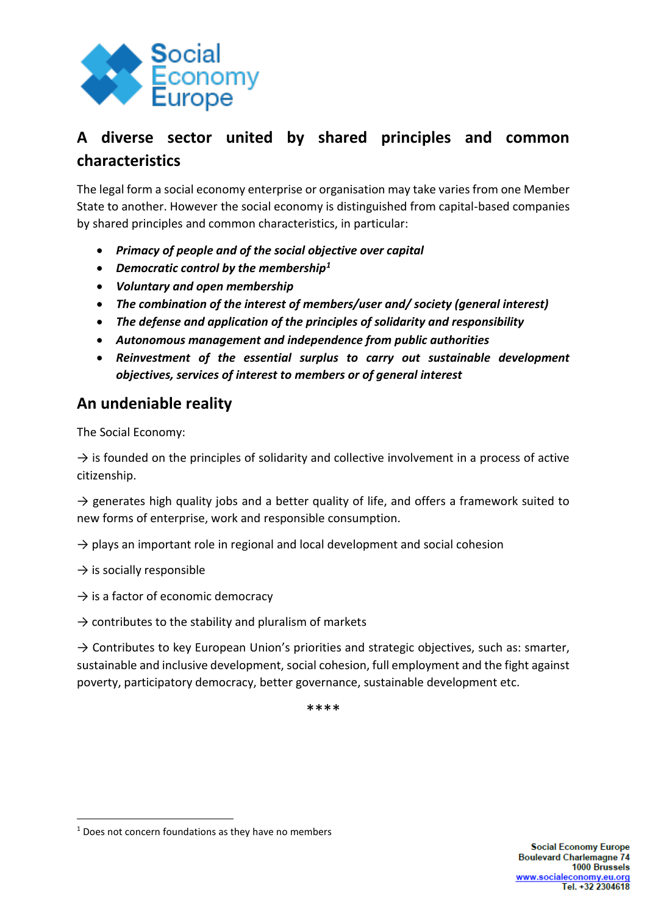## A diverse sector united by shared principles and common characteristics

The legal form a social economy enterprise or organisation may take varies from one Member State to another. However the social economy is distinguished from capital-based companies by shared principles and common characteristics, in particular:

- ***Primacy of people and of the social objective over capital***
- ***Democratic control by the membership***[1]
- ***Voluntary and open membership***
- ***The combination of the interest of members/user and/ society (general interest)***
- ***The defense and application of the principles of solidarity and responsibility***
- ***Autonomous management and independence from public authorities***
- ***Reinvestment of the essential surplus to carry out sustainable development objectives, services of interest to members or of general interest***

## An undeniable reality

The Social Economy:

→ is founded on the principles of solidarity and collective involvement in a process of active citizenship.

→ generates high quality jobs and a better quality of life, and offers a framework suited to new forms of enterprise, work and responsible consumption.

→ plays an important role in regional and local development and social cohesion

→ is socially responsible

→ is a factor of economic democracy

→ contributes to the stability and pluralism of markets

→ Contributes to key European Union's priorities and strategic objectives, such as: smarter, sustainable and inclusive development, social cohesion, full employment and the fight against poverty, participatory democracy, better governance, sustainable development etc.

****

[1] Does not concern foundations as they have no members

Social Economy Europe
Boulevard Charlemagne 74
1000 Brussels
www.socialeconomy.eu.org
Tel. +32 2304618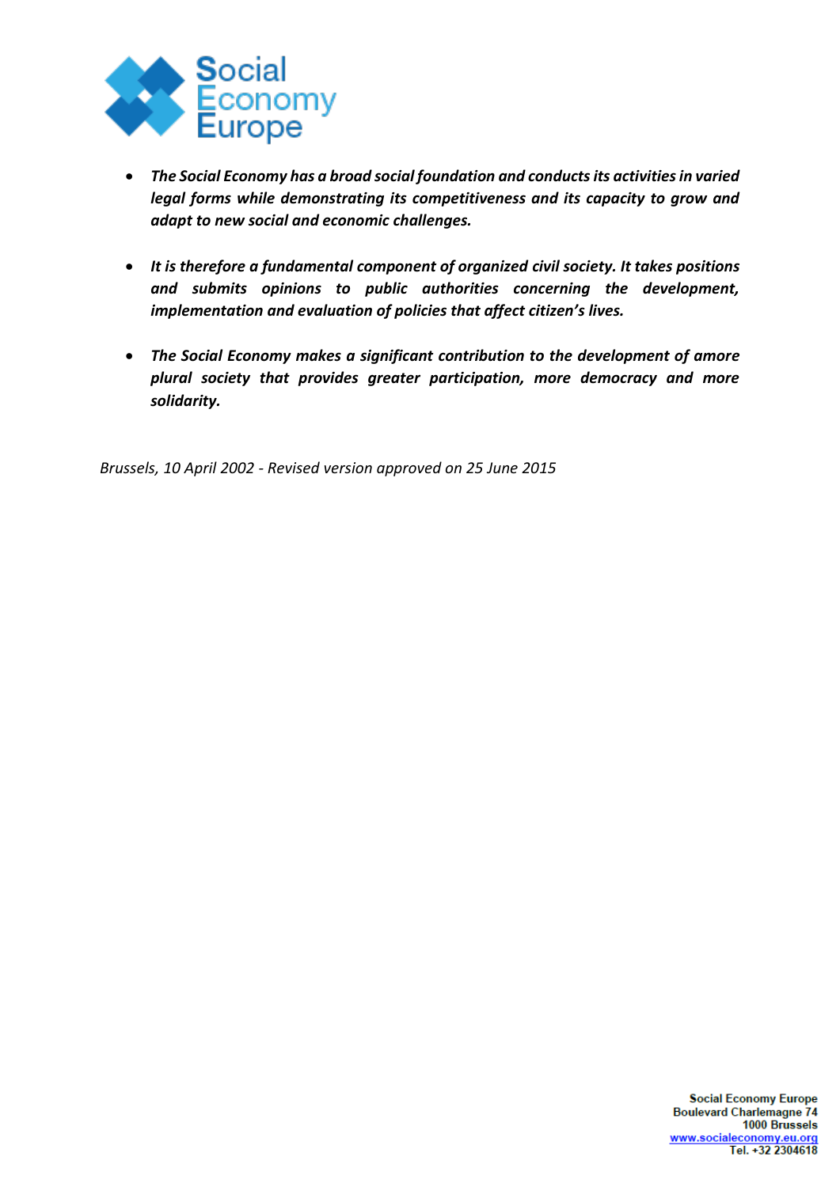- ***The Social Economy has a broad social foundation and conducts its activities in varied legal forms while demonstrating its competitiveness and its capacity to grow and adapt to new social and economic challenges.***

- ***It is therefore a fundamental component of organized civil society. It takes positions and submits opinions to public authorities concerning the development, implementation and evaluation of policies that affect citizen's lives.***

- ***The Social Economy makes a significant contribution to the development of amore plural society that provides greater participation, more democracy and more solidarity.***

*Brussels, 10 April 2002 - Revised version approved on 25 June 2015*

Social Economy Europe
Boulevard Charlemagne 74
1000 Brussels
www.socialeconomy.eu.org
Tel. +32 2304618